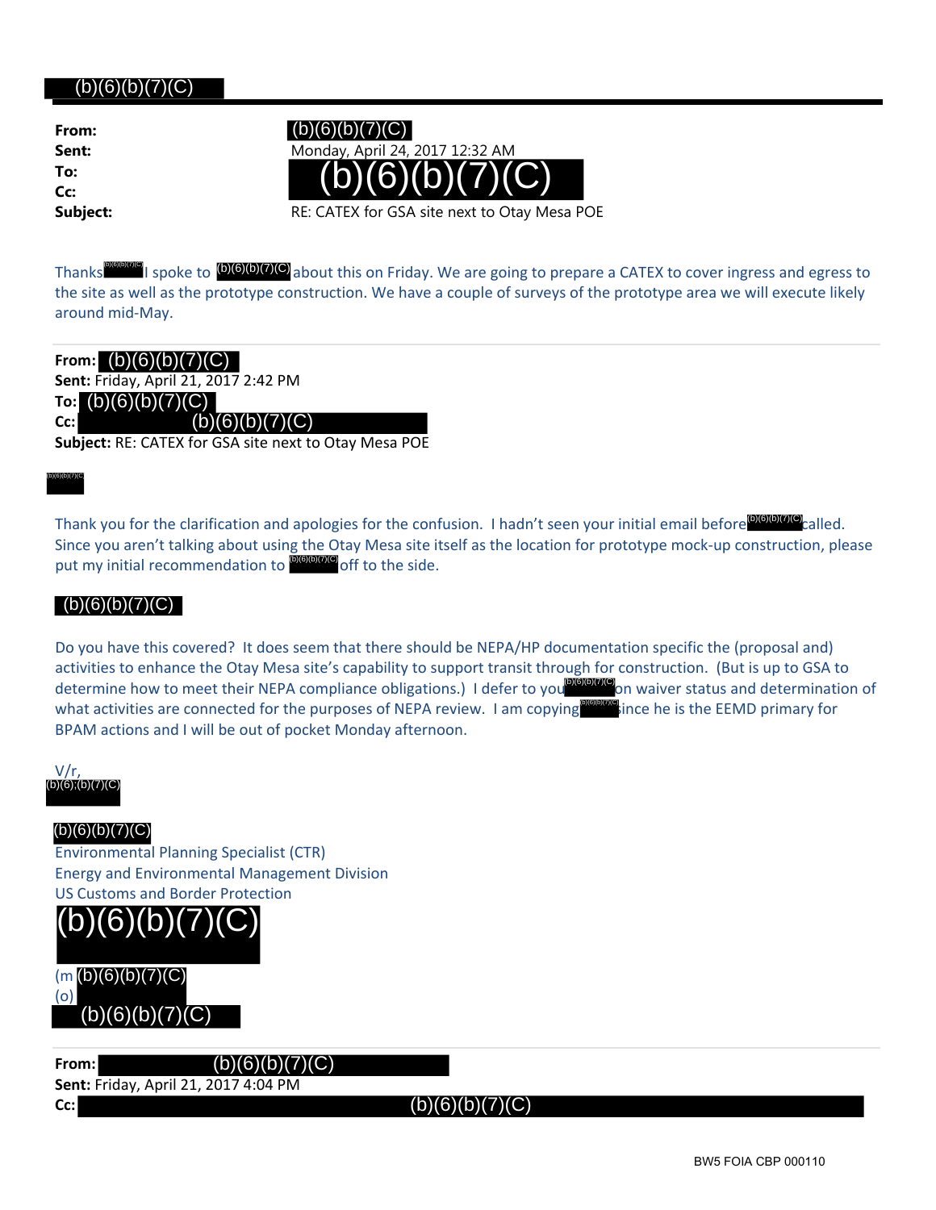(b)(6)(b)(7)(C)

**From:** (b)(6)(b)(7)(C)
**Sent:** Monday, April 24, 2017 12:32 AM
**To:** (b)(6)(b)(7)(C)
**Cc:**
**Subject:** RE: CATEX for GSA site next to Otay Mesa POE

Thanks (b)(6)(b)(7)(C) I spoke to (b)(6)(b)(7)(C) about this on Friday. We are going to prepare a CATEX to cover ingress and egress to the site as well as the prototype construction. We have a couple of surveys of the prototype area we will execute likely around mid-May.

---

**From:** (b)(6)(b)(7)(C)
**Sent:** Friday, April 21, 2017 2:42 PM
**To:** (b)(6)(b)(7)(C)
**Cc:** (b)(6)(b)(7)(C)
**Subject:** RE: CATEX for GSA site next to Otay Mesa POE

(b)(6)(b)(7)(C)

Thank you for the clarification and apologies for the confusion. I hadn't seen your initial email before (b)(6)(b)(7)(C) called. Since you aren't talking about using the Otay Mesa site itself as the location for prototype mock-up construction, please put my initial recommendation to (b)(6)(b)(7)(C) off to the side.

(b)(6)(b)(7)(C)

Do you have this covered? It does seem that there should be NEPA/HP documentation specific the (proposal and) activities to enhance the Otay Mesa site's capability to support transit through for construction. (But is up to GSA to determine how to meet their NEPA compliance obligations.) I defer to you (b)(6)(b)(7)(C) on waiver status and determination of what activities are connected for the purposes of NEPA review. I am copying (b)(6)(b)(7)(C) since he is the EEMD primary for BPAM actions and I will be out of pocket Monday afternoon.

V/r,
(b)(6);(b)(7)(C)

(b)(6)(b)(7)(C)
Environmental Planning Specialist (CTR)
Energy and Environmental Management Division
US Customs and Border Protection
(b)(6)(b)(7)(C)
(m (b)(6)(b)(7)(C)
(o)
(b)(6)(b)(7)(C)

---

**From:** (b)(6)(b)(7)(C)
**Sent:** Friday, April 21, 2017 4:04 PM
**Cc:** (b)(6)(b)(7)(C)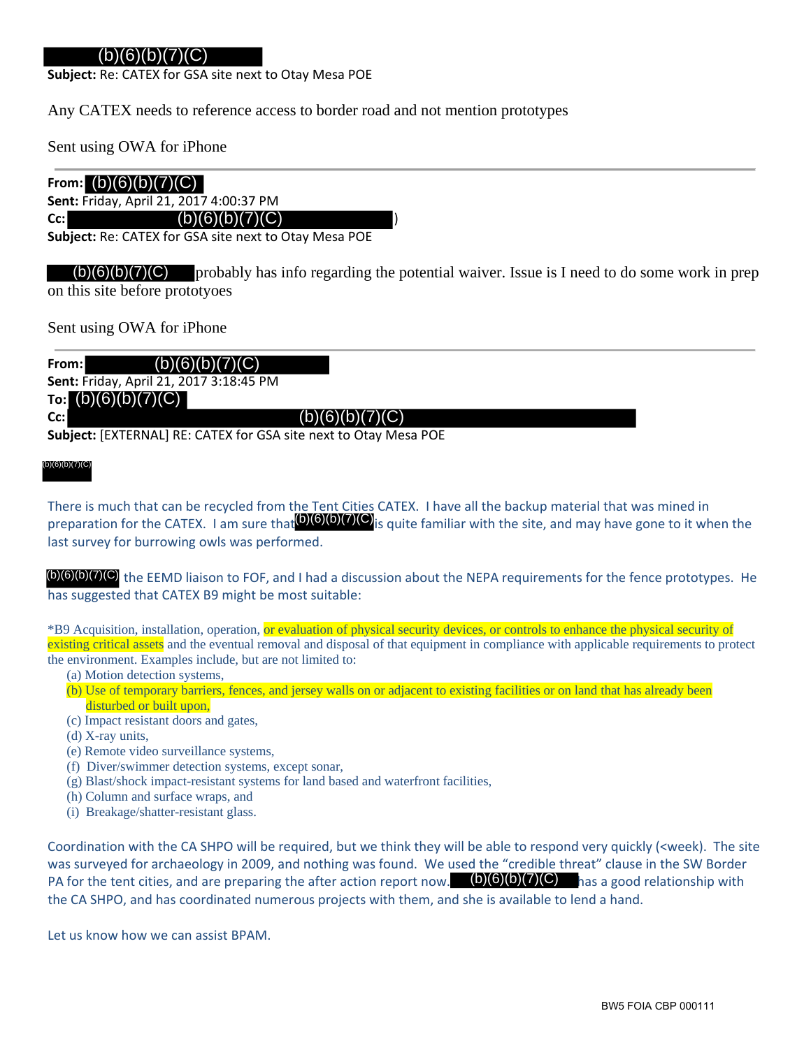(b)(6)(b)(7)(C)
**Subject:** Re: CATEX for GSA site next to Otay Mesa POE

Any CATEX needs to reference access to border road and not mention prototypes

Sent using OWA for iPhone

---

**From:** (b)(6)(b)(7)(C)
**Sent:** Friday, April 21, 2017 4:00:37 PM
**Cc:** (b)(6)(b)(7)(C) )
**Subject:** Re: CATEX for GSA site next to Otay Mesa POE

(b)(6)(b)(7)(C) probably has info regarding the potential waiver. Issue is I need to do some work in prep on this site before prototyoes

Sent using OWA for iPhone

---

**From:** (b)(6)(b)(7)(C)
**Sent:** Friday, April 21, 2017 3:18:45 PM
**To:** (b)(6)(b)(7)(C)
**Cc:** (b)(6)(b)(7)(C)
**Subject:** [EXTERNAL] RE: CATEX for GSA site next to Otay Mesa POE

(b)(6)(b)(7)(C)

There is much that can be recycled from the Tent Cities CATEX. I have all the backup material that was mined in preparation for the CATEX. I am sure that (b)(6)(b)(7)(C) is quite familiar with the site, and may have gone to it when the last survey for burrowing owls was performed.

(b)(6)(b)(7)(C) the EEMD liaison to FOF, and I had a discussion about the NEPA requirements for the fence prototypes. He has suggested that CATEX B9 might be most suitable:

*B9 Acquisition, installation, operation, or evaluation of physical security devices, or controls to enhance the physical security of existing critical assets and the eventual removal and disposal of that equipment in compliance with applicable requirements to protect the environment. Examples include, but are not limited to:

(a) Motion detection systems,
(b) Use of temporary barriers, fences, and jersey walls on or adjacent to existing facilities or on land that has already been disturbed or built upon,
(c) Impact resistant doors and gates,
(d) X-ray units,
(e) Remote video surveillance systems,
(f) Diver/swimmer detection systems, except sonar,
(g) Blast/shock impact-resistant systems for land based and waterfront facilities,
(h) Column and surface wraps, and
(i) Breakage/shatter-resistant glass.

Coordination with the CA SHPO will be required, but we think they will be able to respond very quickly (<week). The site was surveyed for archaeology in 2009, and nothing was found. We used the "credible threat" clause in the SW Border PA for the tent cities, and are preparing the after action report now. (b)(6)(b)(7)(C) has a good relationship with the CA SHPO, and has coordinated numerous projects with them, and she is available to lend a hand.

Let us know how we can assist BPAM.

BW5 FOIA CBP 000111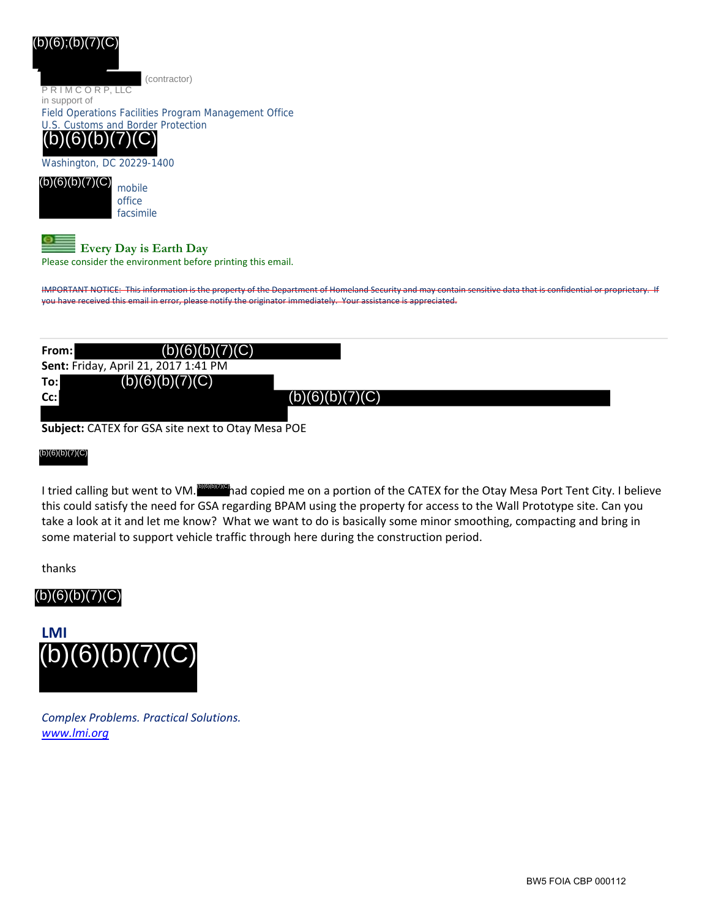(b)(6);(b)(7)(C)

(contractor)
P R I M C O R P, LLC
in support of
Field Operations Facilities Program Management Office
U.S. Customs and Border Protection
(b)(6)(b)(7)(C)
Washington, DC 20229-1400

(b)(6)(b)(7)(C) mobile
office
facsimile

**Every Day is Earth Day**
Please consider the environment before printing this email.

~~IMPORTANT NOTICE: This information is the property of the Department of Homeland Security and may contain sensitive data that is confidential or proprietary. If you have received this email in error, please notify the originator immediately. Your assistance is appreciated.~~

---

**From:** (b)(6)(b)(7)(C)
**Sent:** Friday, April 21, 2017 1:41 PM
**To:** (b)(6)(b)(7)(C)
**Cc:** (b)(6)(b)(7)(C)
**Subject:** CATEX for GSA site next to Otay Mesa POE

(b)(6)(b)(7)(C)

I tried calling but went to VM. (b)(6)(b)(7)(C) had copied me on a portion of the CATEX for the Otay Mesa Port Tent City. I believe this could satisfy the need for GSA regarding BPAM using the property for access to the Wall Prototype site. Can you take a look at it and let me know? What we want to do is basically some minor smoothing, compacting and bring in some material to support vehicle traffic through here during the construction period.

thanks

(b)(6)(b)(7)(C)

**LMI**
(b)(6)(b)(7)(C)

*Complex Problems. Practical Solutions.*
*www.lmi.org*

BW5 FOIA CBP 000112